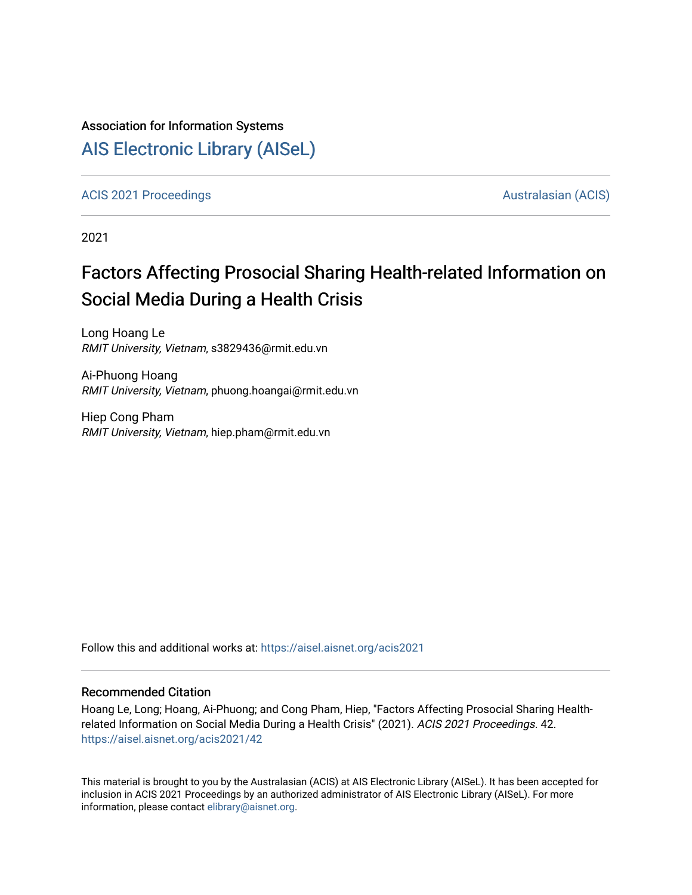Association for Information Systems

# AIS Electronic Library (AISeL)

ACIS 2021 Proceedings | Australasian (ACIS)

2021

## Factors Affecting Prosocial Sharing Health-related Information on Social Media During a Health Crisis

Long Hoang Le
*RMIT University, Vietnam*, s3829436@rmit.edu.vn

Ai-Phuong Hoang
*RMIT University, Vietnam*, phuong.hoangai@rmit.edu.vn

Hiep Cong Pham
*RMIT University, Vietnam*, hiep.pham@rmit.edu.vn

Follow this and additional works at: https://aisel.aisnet.org/acis2021

### Recommended Citation

Hoang Le, Long; Hoang, Ai-Phuong; and Cong Pham, Hiep, "Factors Affecting Prosocial Sharing Health-related Information on Social Media During a Health Crisis" (2021). *ACIS 2021 Proceedings*. 42.
https://aisel.aisnet.org/acis2021/42

This material is brought to you by the Australasian (ACIS) at AIS Electronic Library (AISeL). It has been accepted for inclusion in ACIS 2021 Proceedings by an authorized administrator of AIS Electronic Library (AISeL). For more information, please contact elibrary@aisnet.org.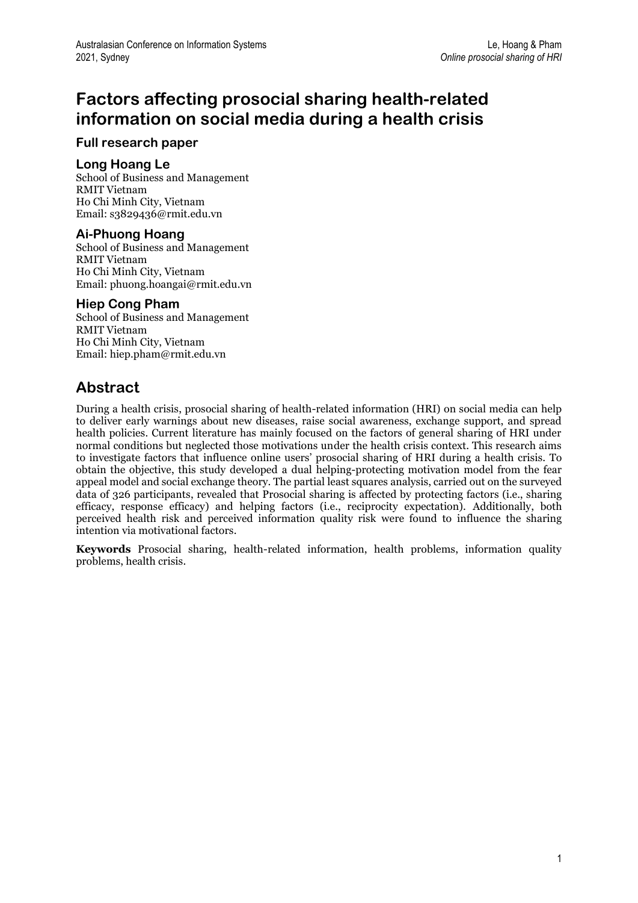# Factors affecting prosocial sharing health-related information on social media during a health crisis

### Full research paper

### Long Hoang Le

School of Business and Management
RMIT Vietnam
Ho Chi Minh City, Vietnam
Email: s3829436@rmit.edu.vn

### Ai-Phuong Hoang

School of Business and Management
RMIT Vietnam
Ho Chi Minh City, Vietnam
Email: phuong.hoangai@rmit.edu.vn

### Hiep Cong Pham

School of Business and Management
RMIT Vietnam
Ho Chi Minh City, Vietnam
Email: hiep.pham@rmit.edu.vn

## Abstract

During a health crisis, prosocial sharing of health-related information (HRI) on social media can help to deliver early warnings about new diseases, raise social awareness, exchange support, and spread health policies. Current literature has mainly focused on the factors of general sharing of HRI under normal conditions but neglected those motivations under the health crisis context. This research aims to investigate factors that influence online users' prosocial sharing of HRI during a health crisis. To obtain the objective, this study developed a dual helping-protecting motivation model from the fear appeal model and social exchange theory. The partial least squares analysis, carried out on the surveyed data of 326 participants, revealed that Prosocial sharing is affected by protecting factors (i.e., sharing efficacy, response efficacy) and helping factors (i.e., reciprocity expectation). Additionally, both perceived health risk and perceived information quality risk were found to influence the sharing intention via motivational factors.

**Keywords** Prosocial sharing, health-related information, health problems, information quality problems, health crisis.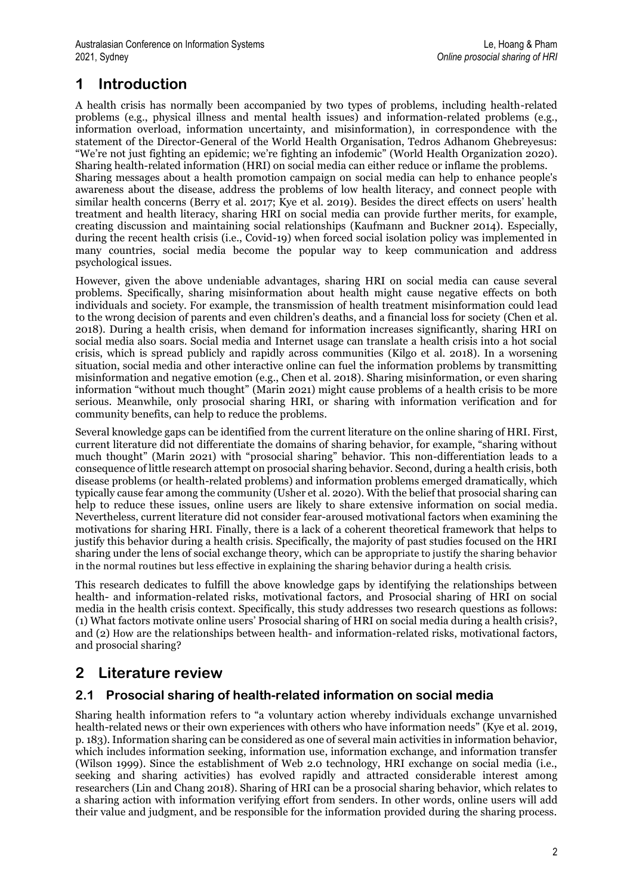# 1 Introduction

A health crisis has normally been accompanied by two types of problems, including health-related problems (e.g., physical illness and mental health issues) and information-related problems (e.g., information overload, information uncertainty, and misinformation), in correspondence with the statement of the Director-General of the World Health Organisation, Tedros Adhanom Ghebreyesus: "We're not just fighting an epidemic; we're fighting an infodemic" (World Health Organization 2020). Sharing health-related information (HRI) on social media can either reduce or inflame the problems. Sharing messages about a health promotion campaign on social media can help to enhance people's awareness about the disease, address the problems of low health literacy, and connect people with similar health concerns (Berry et al. 2017; Kye et al. 2019). Besides the direct effects on users' health treatment and health literacy, sharing HRI on social media can provide further merits, for example, creating discussion and maintaining social relationships (Kaufmann and Buckner 2014). Especially, during the recent health crisis (i.e., Covid-19) when forced social isolation policy was implemented in many countries, social media become the popular way to keep communication and address psychological issues.

However, given the above undeniable advantages, sharing HRI on social media can cause several problems. Specifically, sharing misinformation about health might cause negative effects on both individuals and society. For example, the transmission of health treatment misinformation could lead to the wrong decision of parents and even children's deaths, and a financial loss for society (Chen et al. 2018). During a health crisis, when demand for information increases significantly, sharing HRI on social media also soars. Social media and Internet usage can translate a health crisis into a hot social crisis, which is spread publicly and rapidly across communities (Kilgo et al. 2018). In a worsening situation, social media and other interactive online can fuel the information problems by transmitting misinformation and negative emotion (e.g., Chen et al. 2018). Sharing misinformation, or even sharing information "without much thought" (Marin 2021) might cause problems of a health crisis to be more serious. Meanwhile, only prosocial sharing HRI, or sharing with information verification and for community benefits, can help to reduce the problems.

Several knowledge gaps can be identified from the current literature on the online sharing of HRI. First, current literature did not differentiate the domains of sharing behavior, for example, "sharing without much thought" (Marin 2021) with "prosocial sharing" behavior. This non-differentiation leads to a consequence of little research attempt on prosocial sharing behavior. Second, during a health crisis, both disease problems (or health-related problems) and information problems emerged dramatically, which typically cause fear among the community (Usher et al. 2020). With the belief that prosocial sharing can help to reduce these issues, online users are likely to share extensive information on social media. Nevertheless, current literature did not consider fear-aroused motivational factors when examining the motivations for sharing HRI. Finally, there is a lack of a coherent theoretical framework that helps to justify this behavior during a health crisis. Specifically, the majority of past studies focused on the HRI sharing under the lens of social exchange theory, which can be appropriate to justify the sharing behavior in the normal routines but less effective in explaining the sharing behavior during a health crisis.

This research dedicates to fulfill the above knowledge gaps by identifying the relationships between health- and information-related risks, motivational factors, and Prosocial sharing of HRI on social media in the health crisis context. Specifically, this study addresses two research questions as follows: (1) What factors motivate online users' Prosocial sharing of HRI on social media during a health crisis?, and (2) How are the relationships between health- and information-related risks, motivational factors, and prosocial sharing?

# 2 Literature review

## 2.1 Prosocial sharing of health-related information on social media

Sharing health information refers to "a voluntary action whereby individuals exchange unvarnished health-related news or their own experiences with others who have information needs" (Kye et al. 2019, p. 183). Information sharing can be considered as one of several main activities in information behavior, which includes information seeking, information use, information exchange, and information transfer (Wilson 1999). Since the establishment of Web 2.0 technology, HRI exchange on social media (i.e., seeking and sharing activities) has evolved rapidly and attracted considerable interest among researchers (Lin and Chang 2018). Sharing of HRI can be a prosocial sharing behavior, which relates to a sharing action with information verifying effort from senders. In other words, online users will add their value and judgment, and be responsible for the information provided during the sharing process.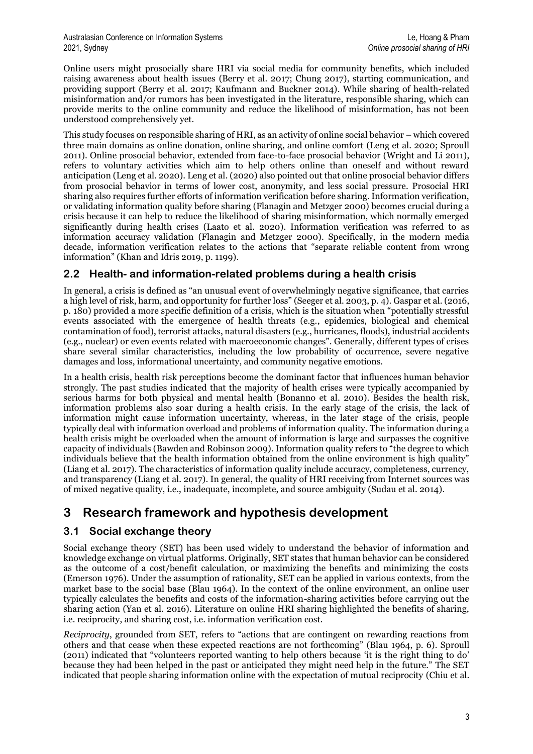Online users might prosocially share HRI via social media for community benefits, which included raising awareness about health issues (Berry et al. 2017; Chung 2017), starting communication, and providing support (Berry et al. 2017; Kaufmann and Buckner 2014). While sharing of health-related misinformation and/or rumors has been investigated in the literature, responsible sharing, which can provide merits to the online community and reduce the likelihood of misinformation, has not been understood comprehensively yet.

This study focuses on responsible sharing of HRI, as an activity of online social behavior – which covered three main domains as online donation, online sharing, and online comfort (Leng et al. 2020; Sproull 2011). Online prosocial behavior, extended from face-to-face prosocial behavior (Wright and Li 2011), refers to voluntary activities which aim to help others online than oneself and without reward anticipation (Leng et al. 2020). Leng et al. (2020) also pointed out that online prosocial behavior differs from prosocial behavior in terms of lower cost, anonymity, and less social pressure. Prosocial HRI sharing also requires further efforts of information verification before sharing. Information verification, or validating information quality before sharing (Flanagin and Metzger 2000) becomes crucial during a crisis because it can help to reduce the likelihood of sharing misinformation, which normally emerged significantly during health crises (Laato et al. 2020). Information verification was referred to as information accuracy validation (Flanagin and Metzger 2000). Specifically, in the modern media decade, information verification relates to the actions that "separate reliable content from wrong information" (Khan and Idris 2019, p. 1199).

## 2.2 Health- and information-related problems during a health crisis

In general, a crisis is defined as "an unusual event of overwhelmingly negative significance, that carries a high level of risk, harm, and opportunity for further loss" (Seeger et al. 2003, p. 4). Gaspar et al. (2016, p. 180) provided a more specific definition of a crisis, which is the situation when "potentially stressful events associated with the emergence of health threats (e.g., epidemics, biological and chemical contamination of food), terrorist attacks, natural disasters (e.g., hurricanes, floods), industrial accidents (e.g., nuclear) or even events related with macroeconomic changes". Generally, different types of crises share several similar characteristics, including the low probability of occurrence, severe negative damages and loss, informational uncertainty, and community negative emotions.

In a health crisis, health risk perceptions become the dominant factor that influences human behavior strongly. The past studies indicated that the majority of health crises were typically accompanied by serious harms for both physical and mental health (Bonanno et al. 2010). Besides the health risk, information problems also soar during a health crisis. In the early stage of the crisis, the lack of information might cause information uncertainty, whereas, in the later stage of the crisis, people typically deal with information overload and problems of information quality. The information during a health crisis might be overloaded when the amount of information is large and surpasses the cognitive capacity of individuals (Bawden and Robinson 2009). Information quality refers to "the degree to which individuals believe that the health information obtained from the online environment is high quality" (Liang et al. 2017). The characteristics of information quality include accuracy, completeness, currency, and transparency (Liang et al. 2017). In general, the quality of HRI receiving from Internet sources was of mixed negative quality, i.e., inadequate, incomplete, and source ambiguity (Sudau et al. 2014).

# 3 Research framework and hypothesis development

## 3.1 Social exchange theory

Social exchange theory (SET) has been used widely to understand the behavior of information and knowledge exchange on virtual platforms. Originally, SET states that human behavior can be considered as the outcome of a cost/benefit calculation, or maximizing the benefits and minimizing the costs (Emerson 1976). Under the assumption of rationality, SET can be applied in various contexts, from the market base to the social base (Blau 1964). In the context of the online environment, an online user typically calculates the benefits and costs of the information-sharing activities before carrying out the sharing action (Yan et al. 2016). Literature on online HRI sharing highlighted the benefits of sharing, i.e. reciprocity, and sharing cost, i.e. information verification cost.

*Reciprocity*, grounded from SET, refers to "actions that are contingent on rewarding reactions from others and that cease when these expected reactions are not forthcoming" (Blau 1964, p. 6). Sproull (2011) indicated that "volunteers reported wanting to help others because 'it is the right thing to do' because they had been helped in the past or anticipated they might need help in the future." The SET indicated that people sharing information online with the expectation of mutual reciprocity (Chiu et al.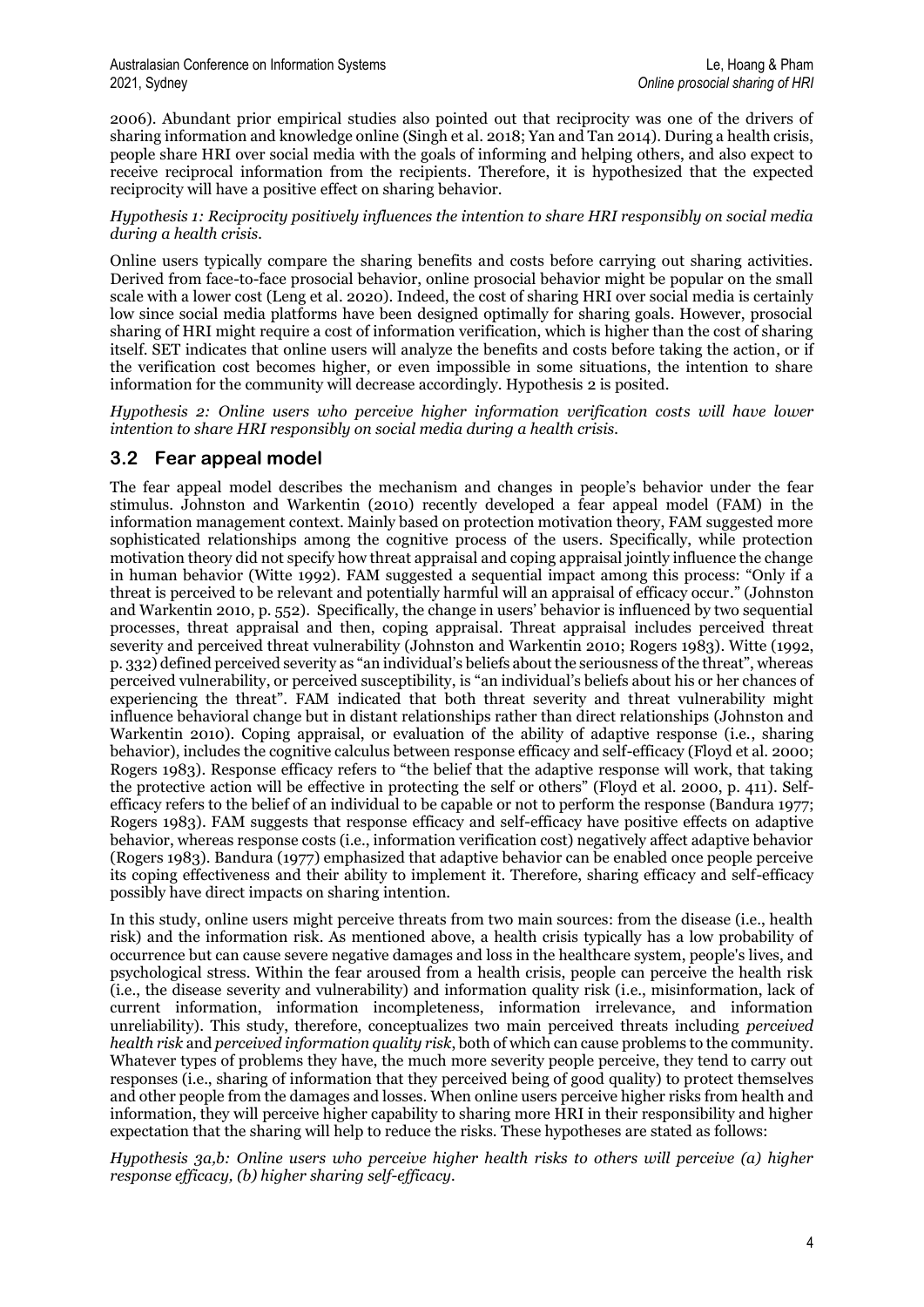2006). Abundant prior empirical studies also pointed out that reciprocity was one of the drivers of sharing information and knowledge online (Singh et al. 2018; Yan and Tan 2014). During a health crisis, people share HRI over social media with the goals of informing and helping others, and also expect to receive reciprocal information from the recipients. Therefore, it is hypothesized that the expected reciprocity will have a positive effect on sharing behavior.

*Hypothesis 1: Reciprocity positively influences the intention to share HRI responsibly on social media during a health crisis.*

Online users typically compare the sharing benefits and costs before carrying out sharing activities. Derived from face-to-face prosocial behavior, online prosocial behavior might be popular on the small scale with a lower cost (Leng et al. 2020). Indeed, the cost of sharing HRI over social media is certainly low since social media platforms have been designed optimally for sharing goals. However, prosocial sharing of HRI might require a cost of information verification, which is higher than the cost of sharing itself. SET indicates that online users will analyze the benefits and costs before taking the action, or if the verification cost becomes higher, or even impossible in some situations, the intention to share information for the community will decrease accordingly. Hypothesis 2 is posited.

*Hypothesis 2: Online users who perceive higher information verification costs will have lower intention to share HRI responsibly on social media during a health crisis.*

## 3.2 Fear appeal model

The fear appeal model describes the mechanism and changes in people's behavior under the fear stimulus. Johnston and Warkentin (2010) recently developed a fear appeal model (FAM) in the information management context. Mainly based on protection motivation theory, FAM suggested more sophisticated relationships among the cognitive process of the users. Specifically, while protection motivation theory did not specify how threat appraisal and coping appraisal jointly influence the change in human behavior (Witte 1992). FAM suggested a sequential impact among this process: "Only if a threat is perceived to be relevant and potentially harmful will an appraisal of efficacy occur." (Johnston and Warkentin 2010, p. 552). Specifically, the change in users' behavior is influenced by two sequential processes, threat appraisal and then, coping appraisal. Threat appraisal includes perceived threat severity and perceived threat vulnerability (Johnston and Warkentin 2010; Rogers 1983). Witte (1992, p. 332) defined perceived severity as "an individual's beliefs about the seriousness of the threat", whereas perceived vulnerability, or perceived susceptibility, is "an individual's beliefs about his or her chances of experiencing the threat". FAM indicated that both threat severity and threat vulnerability might influence behavioral change but in distant relationships rather than direct relationships (Johnston and Warkentin 2010). Coping appraisal, or evaluation of the ability of adaptive response (i.e., sharing behavior), includes the cognitive calculus between response efficacy and self-efficacy (Floyd et al. 2000; Rogers 1983). Response efficacy refers to "the belief that the adaptive response will work, that taking the protective action will be effective in protecting the self or others" (Floyd et al. 2000, p. 411). Self-efficacy refers to the belief of an individual to be capable or not to perform the response (Bandura 1977; Rogers 1983). FAM suggests that response efficacy and self-efficacy have positive effects on adaptive behavior, whereas response costs (i.e., information verification cost) negatively affect adaptive behavior (Rogers 1983). Bandura (1977) emphasized that adaptive behavior can be enabled once people perceive its coping effectiveness and their ability to implement it. Therefore, sharing efficacy and self-efficacy possibly have direct impacts on sharing intention.

In this study, online users might perceive threats from two main sources: from the disease (i.e., health risk) and the information risk. As mentioned above, a health crisis typically has a low probability of occurrence but can cause severe negative damages and loss in the healthcare system, people's lives, and psychological stress. Within the fear aroused from a health crisis, people can perceive the health risk (i.e., the disease severity and vulnerability) and information quality risk (i.e., misinformation, lack of current information, information incompleteness, information irrelevance, and information unreliability). This study, therefore, conceptualizes two main perceived threats including *perceived health risk* and *perceived information quality risk*, both of which can cause problems to the community. Whatever types of problems they have, the much more severity people perceive, they tend to carry out responses (i.e., sharing of information that they perceived being of good quality) to protect themselves and other people from the damages and losses. When online users perceive higher risks from health and information, they will perceive higher capability to sharing more HRI in their responsibility and higher expectation that the sharing will help to reduce the risks. These hypotheses are stated as follows:

*Hypothesis 3a,b: Online users who perceive higher health risks to others will perceive (a) higher response efficacy, (b) higher sharing self-efficacy.*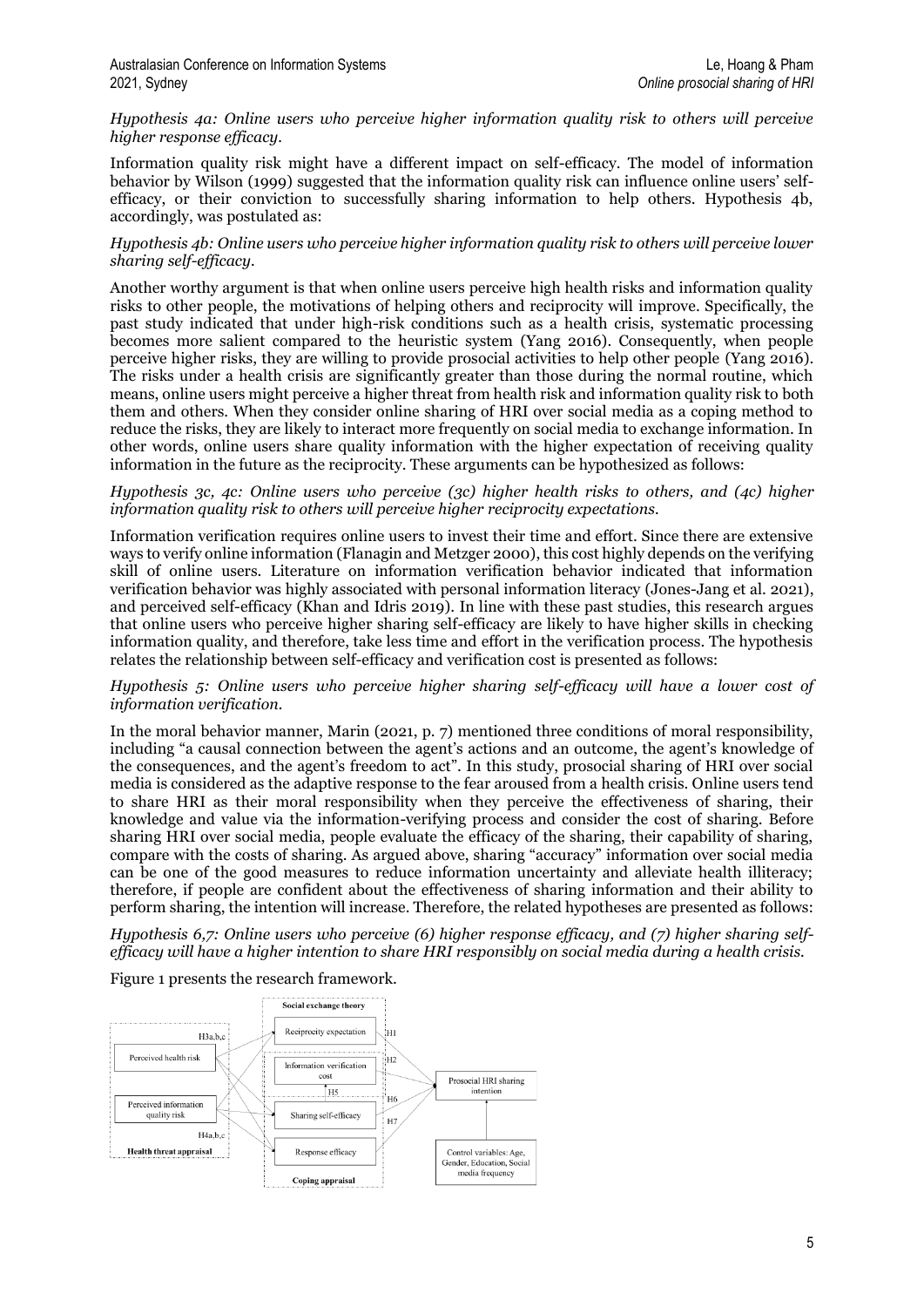*Hypothesis 4a: Online users who perceive higher information quality risk to others will perceive higher response efficacy.*

Information quality risk might have a different impact on self-efficacy. The model of information behavior by Wilson (1999) suggested that the information quality risk can influence online users' self-efficacy, or their conviction to successfully sharing information to help others. Hypothesis 4b, accordingly, was postulated as:

*Hypothesis 4b: Online users who perceive higher information quality risk to others will perceive lower sharing self-efficacy.*

Another worthy argument is that when online users perceive high health risks and information quality risks to other people, the motivations of helping others and reciprocity will improve. Specifically, the past study indicated that under high-risk conditions such as a health crisis, systematic processing becomes more salient compared to the heuristic system (Yang 2016). Consequently, when people perceive higher risks, they are willing to provide prosocial activities to help other people (Yang 2016). The risks under a health crisis are significantly greater than those during the normal routine, which means, online users might perceive a higher threat from health risk and information quality risk to both them and others. When they consider online sharing of HRI over social media as a coping method to reduce the risks, they are likely to interact more frequently on social media to exchange information. In other words, online users share quality information with the higher expectation of receiving quality information in the future as the reciprocity. These arguments can be hypothesized as follows:

*Hypothesis 3c, 4c: Online users who perceive (3c) higher health risks to others, and (4c) higher information quality risk to others will perceive higher reciprocity expectations.*

Information verification requires online users to invest their time and effort. Since there are extensive ways to verify online information (Flanagin and Metzger 2000), this cost highly depends on the verifying skill of online users. Literature on information verification behavior indicated that information verification behavior was highly associated with personal information literacy (Jones-Jang et al. 2021), and perceived self-efficacy (Khan and Idris 2019). In line with these past studies, this research argues that online users who perceive higher sharing self-efficacy are likely to have higher skills in checking information quality, and therefore, take less time and effort in the verification process. The hypothesis relates the relationship between self-efficacy and verification cost is presented as follows:

*Hypothesis 5: Online users who perceive higher sharing self-efficacy will have a lower cost of information verification.*

In the moral behavior manner, Marin (2021, p. 7) mentioned three conditions of moral responsibility, including "a causal connection between the agent's actions and an outcome, the agent's knowledge of the consequences, and the agent's freedom to act". In this study, prosocial sharing of HRI over social media is considered as the adaptive response to the fear aroused from a health crisis. Online users tend to share HRI as their moral responsibility when they perceive the effectiveness of sharing, their knowledge and value via the information-verifying process and consider the cost of sharing. Before sharing HRI over social media, people evaluate the efficacy of the sharing, their capability of sharing, compare with the costs of sharing. As argued above, sharing "accuracy" information over social media can be one of the good measures to reduce information uncertainty and alleviate health illiteracy; therefore, if people are confident about the effectiveness of sharing information and their ability to perform sharing, the intention will increase. Therefore, the related hypotheses are presented as follows:

*Hypothesis 6,7: Online users who perceive (6) higher response efficacy, and (7) higher sharing self-efficacy will have a higher intention to share HRI responsibly on social media during a health crisis.*

Figure 1 presents the research framework.

Social exchange theory

Reciprocity expectation | Information verification cost | Sharing self-efficacy | Response efficacy

H3a,b,c | Perceived health risk | Perceived information quality risk | H4a,b,c | Health threat appraisal

H1 | H2 | H5 | H6 | H7

Prosocial HRI sharing intention

Control variables: Age, Gender, Education, Social media frequency

Coping appraisal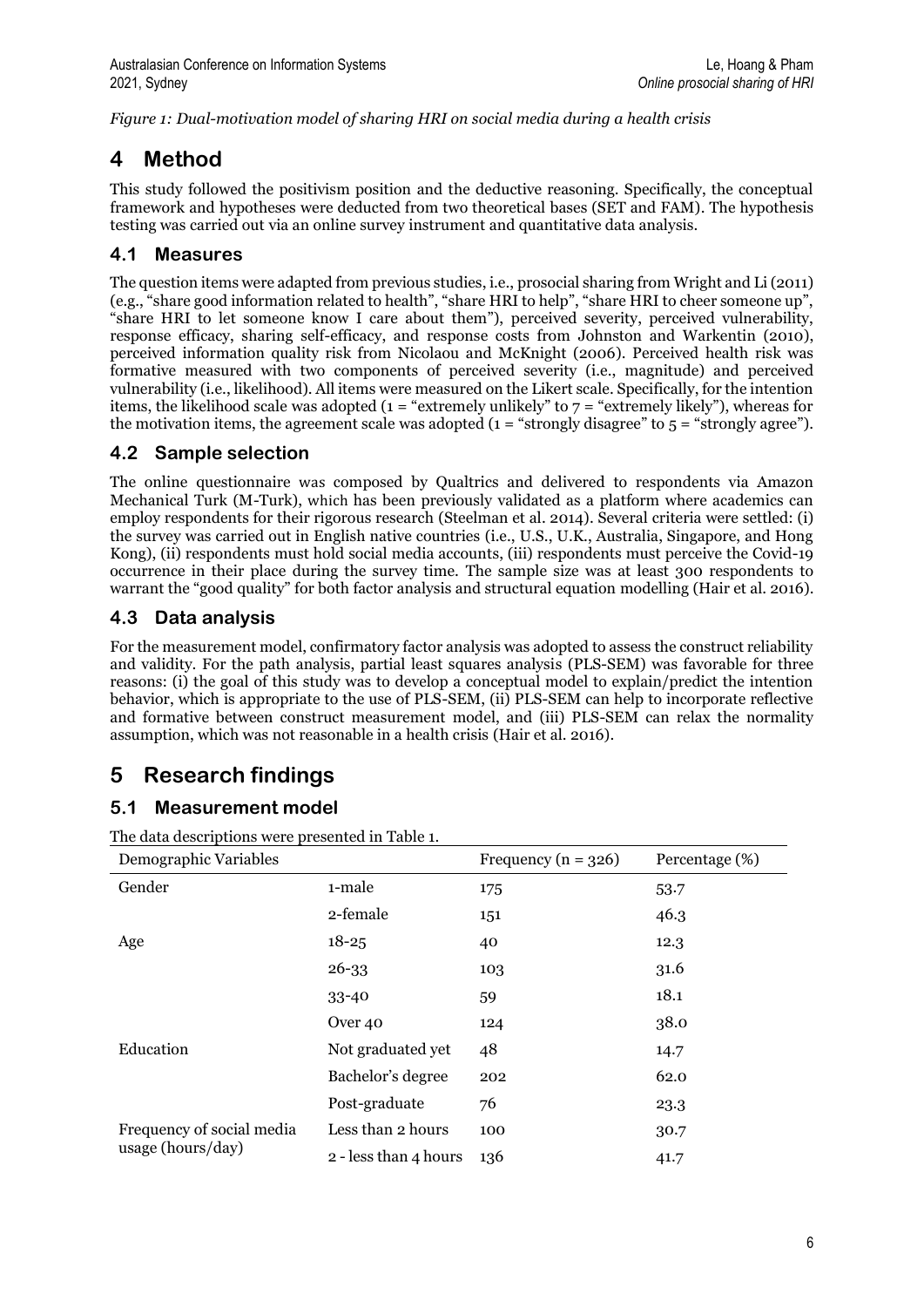*Figure 1: Dual-motivation model of sharing HRI on social media during a health crisis*

# 4 Method

This study followed the positivism position and the deductive reasoning. Specifically, the conceptual framework and hypotheses were deducted from two theoretical bases (SET and FAM). The hypothesis testing was carried out via an online survey instrument and quantitative data analysis.

## 4.1 Measures

The question items were adapted from previous studies, i.e., prosocial sharing from Wright and Li (2011) (e.g., "share good information related to health", "share HRI to help", "share HRI to cheer someone up", "share HRI to let someone know I care about them"), perceived severity, perceived vulnerability, response efficacy, sharing self-efficacy, and response costs from Johnston and Warkentin (2010), perceived information quality risk from Nicolaou and McKnight (2006). Perceived health risk was formative measured with two components of perceived severity (i.e., magnitude) and perceived vulnerability (i.e., likelihood). All items were measured on the Likert scale. Specifically, for the intention items, the likelihood scale was adopted (1 = "extremely unlikely" to 7 = "extremely likely"), whereas for the motivation items, the agreement scale was adopted (1 = "strongly disagree" to 5 = "strongly agree").

## 4.2 Sample selection

The online questionnaire was composed by Qualtrics and delivered to respondents via Amazon Mechanical Turk (M-Turk), which has been previously validated as a platform where academics can employ respondents for their rigorous research (Steelman et al. 2014). Several criteria were settled: (i) the survey was carried out in English native countries (i.e., U.S., U.K., Australia, Singapore, and Hong Kong), (ii) respondents must hold social media accounts, (iii) respondents must perceive the Covid-19 occurrence in their place during the survey time. The sample size was at least 300 respondents to warrant the "good quality" for both factor analysis and structural equation modelling (Hair et al. 2016).

## 4.3 Data analysis

For the measurement model, confirmatory factor analysis was adopted to assess the construct reliability and validity. For the path analysis, partial least squares analysis (PLS-SEM) was favorable for three reasons: (i) the goal of this study was to develop a conceptual model to explain/predict the intention behavior, which is appropriate to the use of PLS-SEM, (ii) PLS-SEM can help to incorporate reflective and formative between construct measurement model, and (iii) PLS-SEM can relax the normality assumption, which was not reasonable in a health crisis (Hair et al. 2016).

# 5 Research findings

## 5.1 Measurement model

The data descriptions were presented in Table 1.

| Demographic Variables | | Frequency (n = 326) | Percentage (%) |
|---|---|---|---|
| Gender | 1-male | 175 | 53.7 |
| | 2-female | 151 | 46.3 |
| Age | 18-25 | 40 | 12.3 |
| | 26-33 | 103 | 31.6 |
| | 33-40 | 59 | 18.1 |
| | Over 40 | 124 | 38.0 |
| Education | Not graduated yet | 48 | 14.7 |
| | Bachelor's degree | 202 | 62.0 |
| | Post-graduate | 76 | 23.3 |
| Frequency of social media usage (hours/day) | Less than 2 hours | 100 | 30.7 |
| | 2 - less than 4 hours | 136 | 41.7 |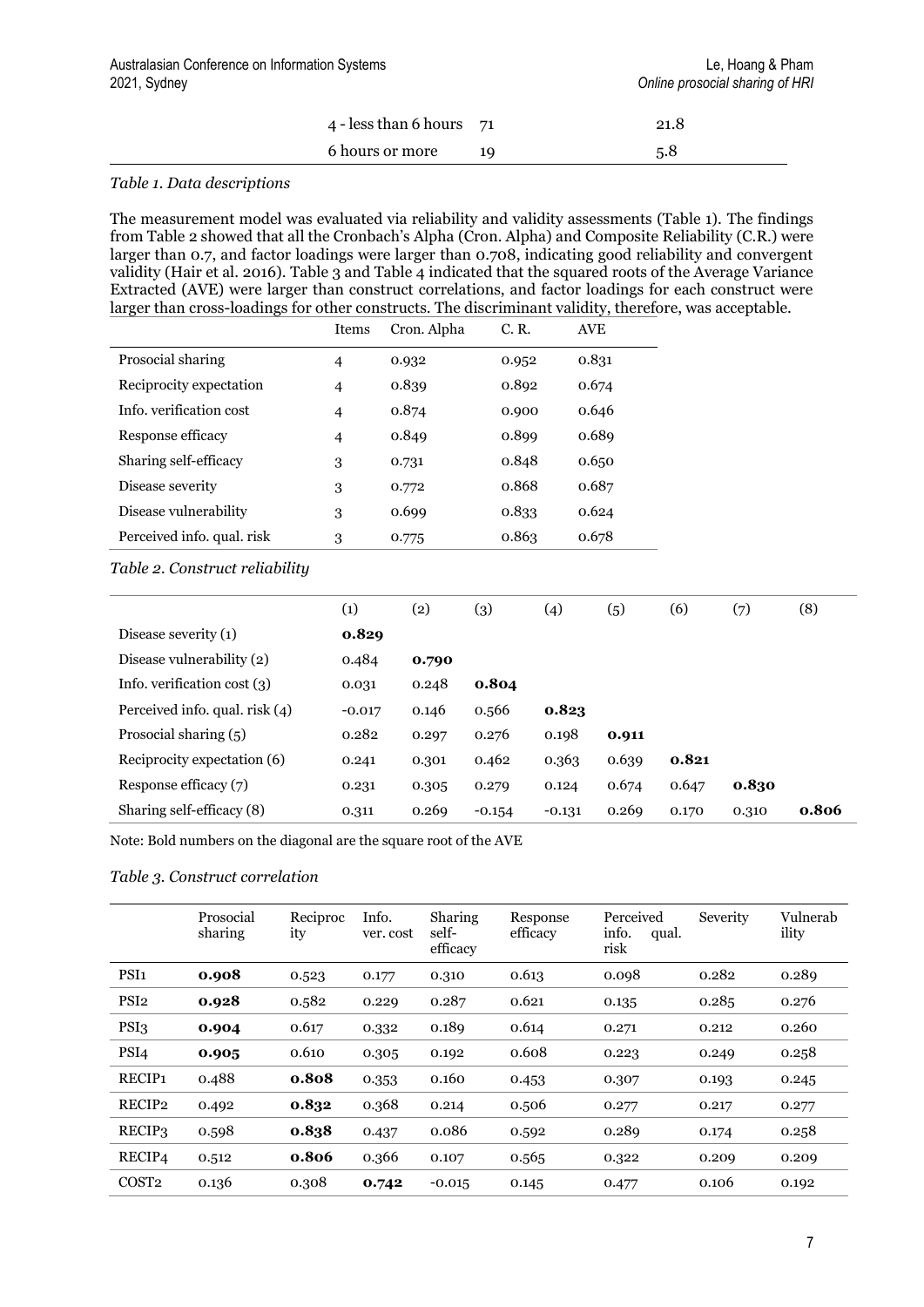| | | |
|---|---|---|
| 4 - less than 6 hours | 71 | 21.8 |
| 6 hours or more | 19 | 5.8 |

*Table 1. Data descriptions*

The measurement model was evaluated via reliability and validity assessments (Table 1). The findings from Table 2 showed that all the Cronbach's Alpha (Cron. Alpha) and Composite Reliability (C.R.) were larger than 0.7, and factor loadings were larger than 0.708, indicating good reliability and convergent validity (Hair et al. 2016). Table 3 and Table 4 indicated that the squared roots of the Average Variance Extracted (AVE) were larger than construct correlations, and factor loadings for each construct were larger than cross-loadings for other constructs. The discriminant validity, therefore, was acceptable.

| | Items | Cron. Alpha | C. R. | AVE |
|---|---|---|---|---|
| Prosocial sharing | 4 | 0.932 | 0.952 | 0.831 |
| Reciprocity expectation | 4 | 0.839 | 0.892 | 0.674 |
| Info. verification cost | 4 | 0.874 | 0.900 | 0.646 |
| Response efficacy | 4 | 0.849 | 0.899 | 0.689 |
| Sharing self-efficacy | 3 | 0.731 | 0.848 | 0.650 |
| Disease severity | 3 | 0.772 | 0.868 | 0.687 |
| Disease vulnerability | 3 | 0.699 | 0.833 | 0.624 |
| Perceived info. qual. risk | 3 | 0.775 | 0.863 | 0.678 |

*Table 2. Construct reliability*

| | (1) | (2) | (3) | (4) | (5) | (6) | (7) | (8) |
|---|---|---|---|---|---|---|---|---|
| Disease severity (1) | **0.829** | | | | | | | |
| Disease vulnerability (2) | 0.484 | **0.790** | | | | | | |
| Info. verification cost (3) | 0.031 | 0.248 | **0.804** | | | | | |
| Perceived info. qual. risk (4) | -0.017 | 0.146 | 0.566 | **0.823** | | | | |
| Prosocial sharing (5) | 0.282 | 0.297 | 0.276 | 0.198 | **0.911** | | | |
| Reciprocity expectation (6) | 0.241 | 0.301 | 0.462 | 0.363 | 0.639 | **0.821** | | |
| Response efficacy (7) | 0.231 | 0.305 | 0.279 | 0.124 | 0.674 | 0.647 | **0.830** | |
| Sharing self-efficacy (8) | 0.311 | 0.269 | -0.154 | -0.131 | 0.269 | 0.170 | 0.310 | **0.806** |

Note: Bold numbers on the diagonal are the square root of the AVE

*Table 3. Construct correlation*

| | Prosocial sharing | Reciprocity | Info. ver. cost | Sharing self-efficacy | Response efficacy | Perceived info. qual. risk | Severity | Vulnerability |
|---|---|---|---|---|---|---|---|---|
| PSI1 | **0.908** | 0.523 | 0.177 | 0.310 | 0.613 | 0.098 | 0.282 | 0.289 |
| PSI2 | **0.928** | 0.582 | 0.229 | 0.287 | 0.621 | 0.135 | 0.285 | 0.276 |
| PSI3 | **0.904** | 0.617 | 0.332 | 0.189 | 0.614 | 0.271 | 0.212 | 0.260 |
| PSI4 | **0.905** | 0.610 | 0.305 | 0.192 | 0.608 | 0.223 | 0.249 | 0.258 |
| RECIP1 | 0.488 | **0.808** | 0.353 | 0.160 | 0.453 | 0.307 | 0.193 | 0.245 |
| RECIP2 | 0.492 | **0.832** | 0.368 | 0.214 | 0.506 | 0.277 | 0.217 | 0.277 |
| RECIP3 | 0.598 | **0.838** | 0.437 | 0.086 | 0.592 | 0.289 | 0.174 | 0.258 |
| RECIP4 | 0.512 | **0.806** | 0.366 | 0.107 | 0.565 | 0.322 | 0.209 | 0.209 |
| COST2 | 0.136 | 0.308 | **0.742** | -0.015 | 0.145 | 0.477 | 0.106 | 0.192 |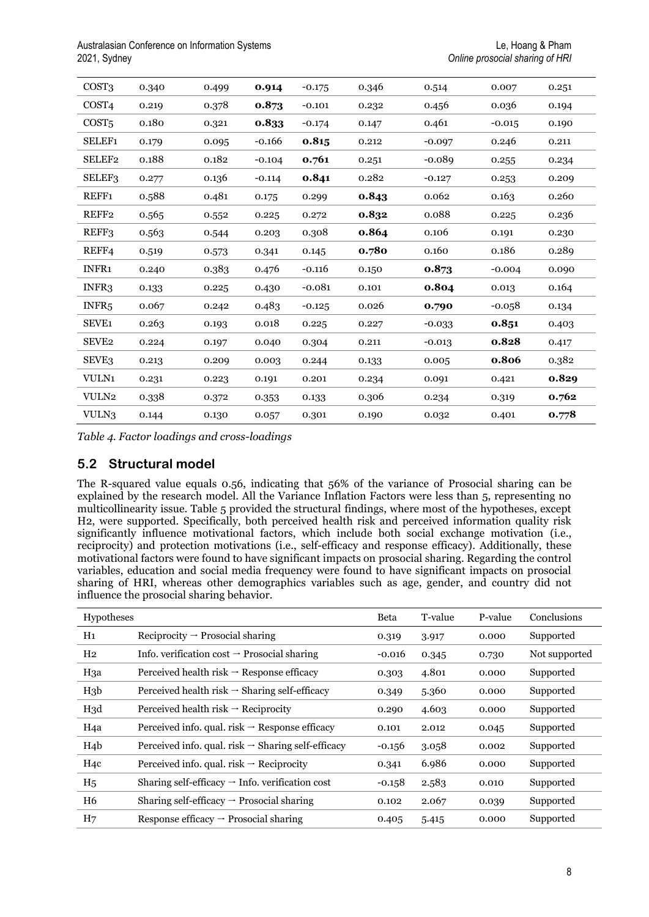| COST3 | 0.340 | 0.499 | **0.914** | -0.175 | 0.346 | 0.514 | 0.007 | 0.251 |
|---|---|---|---|---|---|---|---|---|
| COST4 | 0.219 | 0.378 | **0.873** | -0.101 | 0.232 | 0.456 | 0.036 | 0.194 |
| COST5 | 0.180 | 0.321 | **0.833** | -0.174 | 0.147 | 0.461 | -0.015 | 0.190 |
| SELEF1 | 0.179 | 0.095 | -0.166 | **0.815** | 0.212 | -0.097 | 0.246 | 0.211 |
| SELEF2 | 0.188 | 0.182 | -0.104 | **0.761** | 0.251 | -0.089 | 0.255 | 0.234 |
| SELEF3 | 0.277 | 0.136 | -0.114 | **0.841** | 0.282 | -0.127 | 0.253 | 0.209 |
| REFF1 | 0.588 | 0.481 | 0.175 | 0.299 | **0.843** | 0.062 | 0.163 | 0.260 |
| REFF2 | 0.565 | 0.552 | 0.225 | 0.272 | **0.832** | 0.088 | 0.225 | 0.236 |
| REFF3 | 0.563 | 0.544 | 0.203 | 0.308 | **0.864** | 0.106 | 0.191 | 0.230 |
| REFF4 | 0.519 | 0.573 | 0.341 | 0.145 | **0.780** | 0.160 | 0.186 | 0.289 |
| INFR1 | 0.240 | 0.383 | 0.476 | -0.116 | 0.150 | **0.873** | -0.004 | 0.090 |
| INFR3 | 0.133 | 0.225 | 0.430 | -0.081 | 0.101 | **0.804** | 0.013 | 0.164 |
| INFR5 | 0.067 | 0.242 | 0.483 | -0.125 | 0.026 | **0.790** | -0.058 | 0.134 |
| SEVE1 | 0.263 | 0.193 | 0.018 | 0.225 | 0.227 | -0.033 | **0.851** | 0.403 |
| SEVE2 | 0.224 | 0.197 | 0.040 | 0.304 | 0.211 | -0.013 | **0.828** | 0.417 |
| SEVE3 | 0.213 | 0.209 | 0.003 | 0.244 | 0.133 | 0.005 | **0.806** | 0.382 |
| VULN1 | 0.231 | 0.223 | 0.191 | 0.201 | 0.234 | 0.091 | 0.421 | **0.829** |
| VULN2 | 0.338 | 0.372 | 0.353 | 0.133 | 0.306 | 0.234 | 0.319 | **0.762** |
| VULN3 | 0.144 | 0.130 | 0.057 | 0.301 | 0.190 | 0.032 | 0.401 | **0.778** |

*Table 4. Factor loadings and cross-loadings*

## 5.2 Structural model

The R-squared value equals 0.56, indicating that 56% of the variance of Prosocial sharing can be explained by the research model. All the Variance Inflation Factors were less than 5, representing no multicollinearity issue. Table 5 provided the structural findings, where most of the hypotheses, except H2, were supported. Specifically, both perceived health risk and perceived information quality risk significantly influence motivational factors, which include both social exchange motivation (i.e., reciprocity) and protection motivations (i.e., self-efficacy and response efficacy). Additionally, these motivational factors were found to have significant impacts on prosocial sharing. Regarding the control variables, education and social media frequency were found to have significant impacts on prosocial sharing of HRI, whereas other demographics variables such as age, gender, and country did not influence the prosocial sharing behavior.

| Hypotheses | | Beta | T-value | P-value | Conclusions |
|---|---|---|---|---|---|
| H1 | Reciprocity → Prosocial sharing | 0.319 | 3.917 | 0.000 | Supported |
| H2 | Info. verification cost → Prosocial sharing | -0.016 | 0.345 | 0.730 | Not supported |
| H3a | Perceived health risk → Response efficacy | 0.303 | 4.801 | 0.000 | Supported |
| H3b | Perceived health risk → Sharing self-efficacy | 0.349 | 5.360 | 0.000 | Supported |
| H3d | Perceived health risk → Reciprocity | 0.290 | 4.603 | 0.000 | Supported |
| H4a | Perceived info. qual. risk → Response efficacy | 0.101 | 2.012 | 0.045 | Supported |
| H4b | Perceived info. qual. risk → Sharing self-efficacy | -0.156 | 3.058 | 0.002 | Supported |
| H4c | Perceived info. qual. risk → Reciprocity | 0.341 | 6.986 | 0.000 | Supported |
| H5 | Sharing self-efficacy → Info. verification cost | -0.158 | 2.583 | 0.010 | Supported |
| H6 | Sharing self-efficacy → Prosocial sharing | 0.102 | 2.067 | 0.039 | Supported |
| H7 | Response efficacy → Prosocial sharing | 0.405 | 5.415 | 0.000 | Supported |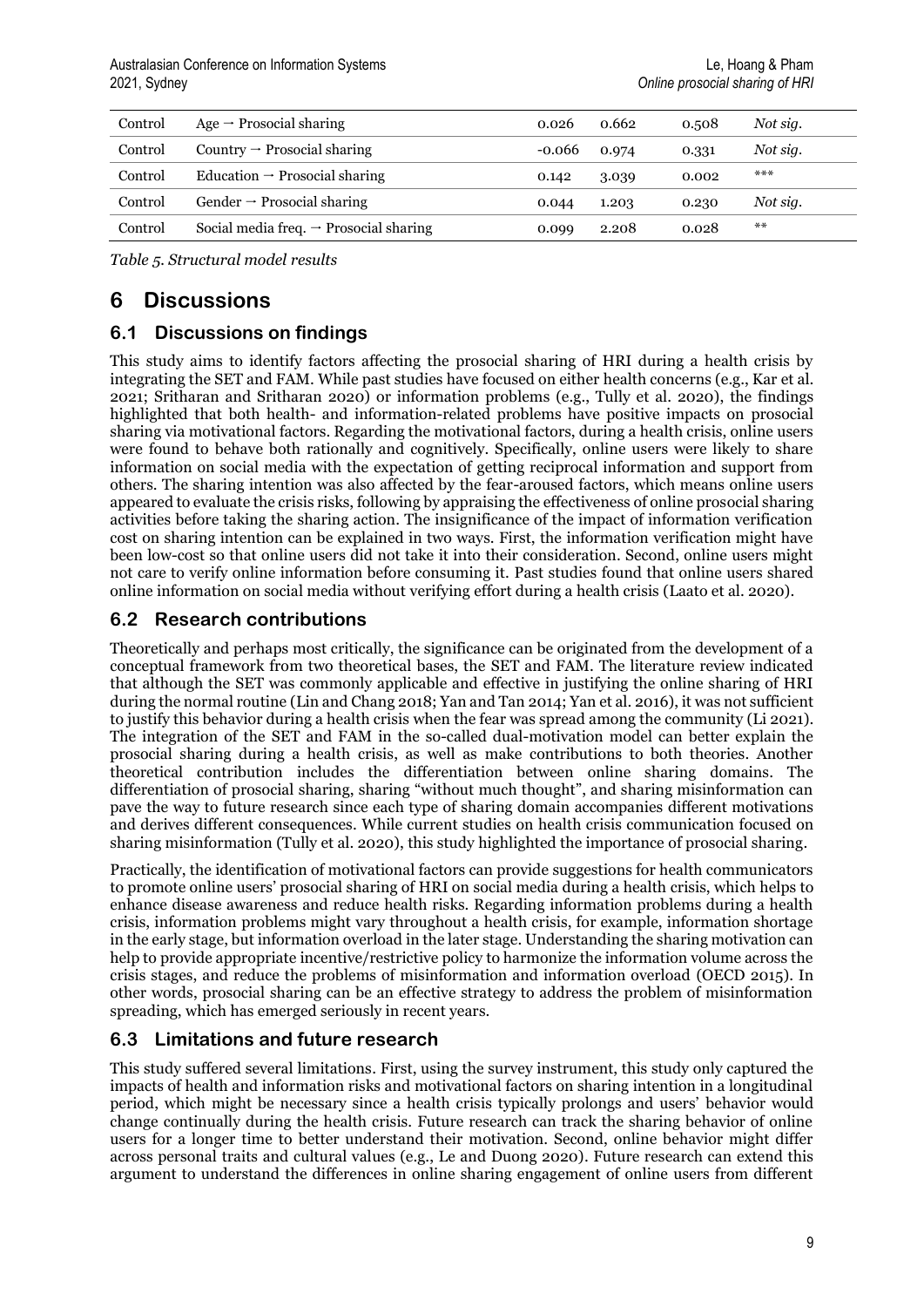| Control | Age → Prosocial sharing | 0.026 | 0.662 | 0.508 | *Not sig.* |
|---|---|---|---|---|---|
| Control | Country → Prosocial sharing | -0.066 | 0.974 | 0.331 | *Not sig.* |
| Control | Education → Prosocial sharing | 0.142 | 3.039 | 0.002 | *** |
| Control | Gender → Prosocial sharing | 0.044 | 1.203 | 0.230 | *Not sig.* |
| Control | Social media freq. → Prosocial sharing | 0.099 | 2.208 | 0.028 | ** |

*Table 5. Structural model results*

# 6 Discussions

## 6.1 Discussions on findings

This study aims to identify factors affecting the prosocial sharing of HRI during a health crisis by integrating the SET and FAM. While past studies have focused on either health concerns (e.g., Kar et al. 2021; Sritharan and Sritharan 2020) or information problems (e.g., Tully et al. 2020), the findings highlighted that both health- and information-related problems have positive impacts on prosocial sharing via motivational factors. Regarding the motivational factors, during a health crisis, online users were found to behave both rationally and cognitively. Specifically, online users were likely to share information on social media with the expectation of getting reciprocal information and support from others. The sharing intention was also affected by the fear-aroused factors, which means online users appeared to evaluate the crisis risks, following by appraising the effectiveness of online prosocial sharing activities before taking the sharing action. The insignificance of the impact of information verification cost on sharing intention can be explained in two ways. First, the information verification might have been low-cost so that online users did not take it into their consideration. Second, online users might not care to verify online information before consuming it. Past studies found that online users shared online information on social media without verifying effort during a health crisis (Laato et al. 2020).

## 6.2 Research contributions

Theoretically and perhaps most critically, the significance can be originated from the development of a conceptual framework from two theoretical bases, the SET and FAM. The literature review indicated that although the SET was commonly applicable and effective in justifying the online sharing of HRI during the normal routine (Lin and Chang 2018; Yan and Tan 2014; Yan et al. 2016), it was not sufficient to justify this behavior during a health crisis when the fear was spread among the community (Li 2021). The integration of the SET and FAM in the so-called dual-motivation model can better explain the prosocial sharing during a health crisis, as well as make contributions to both theories. Another theoretical contribution includes the differentiation between online sharing domains. The differentiation of prosocial sharing, sharing "without much thought", and sharing misinformation can pave the way to future research since each type of sharing domain accompanies different motivations and derives different consequences. While current studies on health crisis communication focused on sharing misinformation (Tully et al. 2020), this study highlighted the importance of prosocial sharing.

Practically, the identification of motivational factors can provide suggestions for health communicators to promote online users' prosocial sharing of HRI on social media during a health crisis, which helps to enhance disease awareness and reduce health risks. Regarding information problems during a health crisis, information problems might vary throughout a health crisis, for example, information shortage in the early stage, but information overload in the later stage. Understanding the sharing motivation can help to provide appropriate incentive/restrictive policy to harmonize the information volume across the crisis stages, and reduce the problems of misinformation and information overload (OECD 2015). In other words, prosocial sharing can be an effective strategy to address the problem of misinformation spreading, which has emerged seriously in recent years.

## 6.3 Limitations and future research

This study suffered several limitations. First, using the survey instrument, this study only captured the impacts of health and information risks and motivational factors on sharing intention in a longitudinal period, which might be necessary since a health crisis typically prolongs and users' behavior would change continually during the health crisis. Future research can track the sharing behavior of online users for a longer time to better understand their motivation. Second, online behavior might differ across personal traits and cultural values (e.g., Le and Duong 2020). Future research can extend this argument to understand the differences in online sharing engagement of online users from different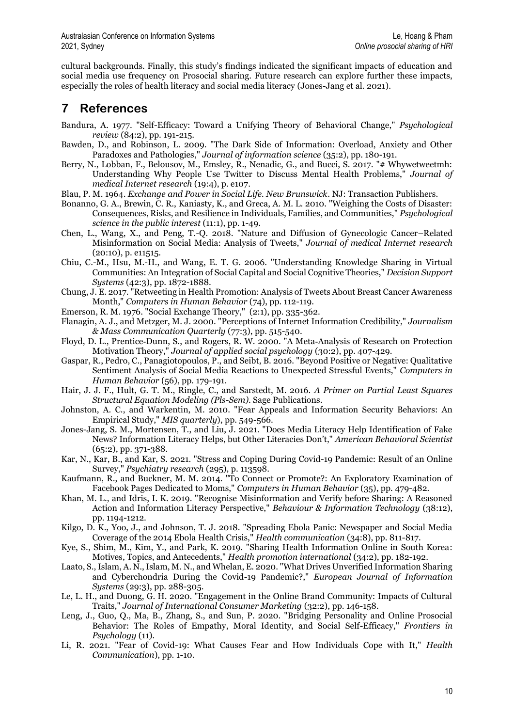cultural backgrounds. Finally, this study's findings indicated the significant impacts of education and social media use frequency on Prosocial sharing. Future research can explore further these impacts, especially the roles of health literacy and social media literacy (Jones-Jang et al. 2021).

# 7 References

Bandura, A. 1977. "Self-Efficacy: Toward a Unifying Theory of Behavioral Change," *Psychological review* (84:2), pp. 191-215.

Bawden, D., and Robinson, L. 2009. "The Dark Side of Information: Overload, Anxiety and Other Paradoxes and Pathologies," *Journal of information science* (35:2), pp. 180-191.

Berry, N., Lobban, F., Belousov, M., Emsley, R., Nenadic, G., and Bucci, S. 2017. "# Whywetweetmh: Understanding Why People Use Twitter to Discuss Mental Health Problems," *Journal of medical Internet research* (19:4), p. e107.

Blau, P. M. 1964. *Exchange and Power in Social Life. New Brunswick*. NJ: Transaction Publishers.

Bonanno, G. A., Brewin, C. R., Kaniasty, K., and Greca, A. M. L. 2010. "Weighing the Costs of Disaster: Consequences, Risks, and Resilience in Individuals, Families, and Communities," *Psychological science in the public interest* (11:1), pp. 1-49.

Chen, L., Wang, X., and Peng, T.-Q. 2018. "Nature and Diffusion of Gynecologic Cancer–Related Misinformation on Social Media: Analysis of Tweets," *Journal of medical Internet research* (20:10), p. e11515.

Chiu, C.-M., Hsu, M.-H., and Wang, E. T. G. 2006. "Understanding Knowledge Sharing in Virtual Communities: An Integration of Social Capital and Social Cognitive Theories," *Decision Support Systems* (42:3), pp. 1872-1888.

Chung, J. E. 2017. "Retweeting in Health Promotion: Analysis of Tweets About Breast Cancer Awareness Month," *Computers in Human Behavior* (74), pp. 112-119.

Emerson, R. M. 1976. "Social Exchange Theory," (2:1), pp. 335-362.

Flanagin, A. J., and Metzger, M. J. 2000. "Perceptions of Internet Information Credibility," *Journalism & Mass Communication Quarterly* (77:3), pp. 515-540.

Floyd, D. L., Prentice-Dunn, S., and Rogers, R. W. 2000. "A Meta-Analysis of Research on Protection Motivation Theory," *Journal of applied social psychology* (30:2), pp. 407-429.

Gaspar, R., Pedro, C., Panagiotopoulos, P., and Seibt, B. 2016. "Beyond Positive or Negative: Qualitative Sentiment Analysis of Social Media Reactions to Unexpected Stressful Events," *Computers in Human Behavior* (56), pp. 179-191.

Hair, J. J. F., Hult, G. T. M., Ringle, C., and Sarstedt, M. 2016. *A Primer on Partial Least Squares Structural Equation Modeling (Pls-Sem)*. Sage Publications.

Johnston, A. C., and Warkentin, M. 2010. "Fear Appeals and Information Security Behaviors: An Empirical Study," *MIS quarterly*), pp. 549-566.

Jones-Jang, S. M., Mortensen, T., and Liu, J. 2021. "Does Media Literacy Help Identification of Fake News? Information Literacy Helps, but Other Literacies Don't," *American Behavioral Scientist* (65:2), pp. 371-388.

Kar, N., Kar, B., and Kar, S. 2021. "Stress and Coping During Covid-19 Pandemic: Result of an Online Survey," *Psychiatry research* (295), p. 113598.

Kaufmann, R., and Buckner, M. M. 2014. "To Connect or Promote?: An Exploratory Examination of Facebook Pages Dedicated to Moms," *Computers in Human Behavior* (35), pp. 479-482.

Khan, M. L., and Idris, I. K. 2019. "Recognise Misinformation and Verify before Sharing: A Reasoned Action and Information Literacy Perspective," *Behaviour & Information Technology* (38:12), pp. 1194-1212.

Kilgo, D. K., Yoo, J., and Johnson, T. J. 2018. "Spreading Ebola Panic: Newspaper and Social Media Coverage of the 2014 Ebola Health Crisis," *Health communication* (34:8), pp. 811-817.

Kye, S., Shim, M., Kim, Y., and Park, K. 2019. "Sharing Health Information Online in South Korea: Motives, Topics, and Antecedents," *Health promotion international* (34:2), pp. 182-192.

Laato, S., Islam, A. N., Islam, M. N., and Whelan, E. 2020. "What Drives Unverified Information Sharing and Cyberchondria During the Covid-19 Pandemic?," *European Journal of Information Systems* (29:3), pp. 288-305.

Le, L. H., and Duong, G. H. 2020. "Engagement in the Online Brand Community: Impacts of Cultural Traits," *Journal of International Consumer Marketing* (32:2), pp. 146-158.

Leng, J., Guo, Q., Ma, B., Zhang, S., and Sun, P. 2020. "Bridging Personality and Online Prosocial Behavior: The Roles of Empathy, Moral Identity, and Social Self-Efficacy," *Frontiers in Psychology* (11).

Li, R. 2021. "Fear of Covid-19: What Causes Fear and How Individuals Cope with It," *Health Communication*), pp. 1-10.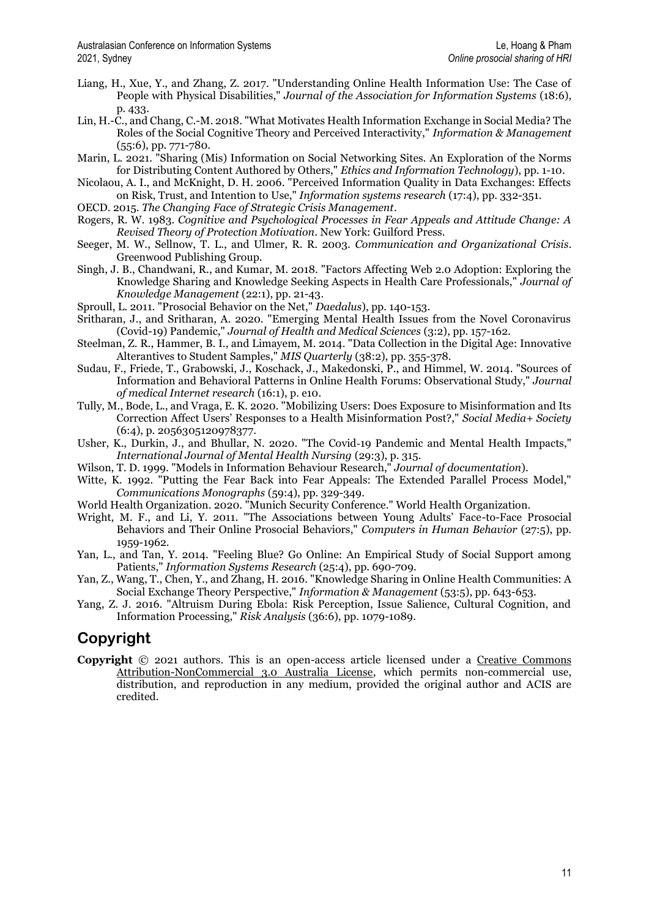Liang, H., Xue, Y., and Zhang, Z. 2017. "Understanding Online Health Information Use: The Case of People with Physical Disabilities," *Journal of the Association for Information Systems* (18:6), p. 433.

Lin, H.-C., and Chang, C.-M. 2018. "What Motivates Health Information Exchange in Social Media? The Roles of the Social Cognitive Theory and Perceived Interactivity," *Information & Management* (55:6), pp. 771-780.

Marin, L. 2021. "Sharing (Mis) Information on Social Networking Sites. An Exploration of the Norms for Distributing Content Authored by Others," *Ethics and Information Technology*), pp. 1-10.

Nicolaou, A. I., and McKnight, D. H. 2006. "Perceived Information Quality in Data Exchanges: Effects on Risk, Trust, and Intention to Use," *Information systems research* (17:4), pp. 332-351.

OECD. 2015. *The Changing Face of Strategic Crisis Management*.

Rogers, R. W. 1983. *Cognitive and Psychological Processes in Fear Appeals and Attitude Change: A Revised Theory of Protection Motivation*. New York: Guilford Press.

Seeger, M. W., Sellnow, T. L., and Ulmer, R. R. 2003. *Communication and Organizational Crisis*. Greenwood Publishing Group.

Singh, J. B., Chandwani, R., and Kumar, M. 2018. "Factors Affecting Web 2.0 Adoption: Exploring the Knowledge Sharing and Knowledge Seeking Aspects in Health Care Professionals," *Journal of Knowledge Management* (22:1), pp. 21-43.

Sproull, L. 2011. "Prosocial Behavior on the Net," *Daedalus*), pp. 140-153.

Sritharan, J., and Sritharan, A. 2020. "Emerging Mental Health Issues from the Novel Coronavirus (Covid-19) Pandemic," *Journal of Health and Medical Sciences* (3:2), pp. 157-162.

Steelman, Z. R., Hammer, B. I., and Limayem, M. 2014. "Data Collection in the Digital Age: Innovative Alterantives to Student Samples," *MIS Quarterly* (38:2), pp. 355-378.

Sudau, F., Friede, T., Grabowski, J., Koschack, J., Makedonski, P., and Himmel, W. 2014. "Sources of Information and Behavioral Patterns in Online Health Forums: Observational Study," *Journal of medical Internet research* (16:1), p. e10.

Tully, M., Bode, L., and Vraga, E. K. 2020. "Mobilizing Users: Does Exposure to Misinformation and Its Correction Affect Users' Responses to a Health Misinformation Post?," *Social Media+ Society* (6:4), p. 2056305120978377.

Usher, K., Durkin, J., and Bhullar, N. 2020. "The Covid-19 Pandemic and Mental Health Impacts," *International Journal of Mental Health Nursing* (29:3), p. 315.

Wilson, T. D. 1999. "Models in Information Behaviour Research," *Journal of documentation*).

Witte, K. 1992. "Putting the Fear Back into Fear Appeals: The Extended Parallel Process Model," *Communications Monographs* (59:4), pp. 329-349.

World Health Organization. 2020. "Munich Security Conference." World Health Organization.

Wright, M. F., and Li, Y. 2011. "The Associations between Young Adults' Face-to-Face Prosocial Behaviors and Their Online Prosocial Behaviors," *Computers in Human Behavior* (27:5), pp. 1959-1962.

Yan, L., and Tan, Y. 2014. "Feeling Blue? Go Online: An Empirical Study of Social Support among Patients," *Information Systems Research* (25:4), pp. 690-709.

Yan, Z., Wang, T., Chen, Y., and Zhang, H. 2016. "Knowledge Sharing in Online Health Communities: A Social Exchange Theory Perspective," *Information & Management* (53:5), pp. 643-653.

Yang, Z. J. 2016. "Altruism During Ebola: Risk Perception, Issue Salience, Cultural Cognition, and Information Processing," *Risk Analysis* (36:6), pp. 1079-1089.

## Copyright

**Copyright** © 2021 authors. This is an open-access article licensed under a Creative Commons Attribution-NonCommercial 3.0 Australia License, which permits non-commercial use, distribution, and reproduction in any medium, provided the original author and ACIS are credited.